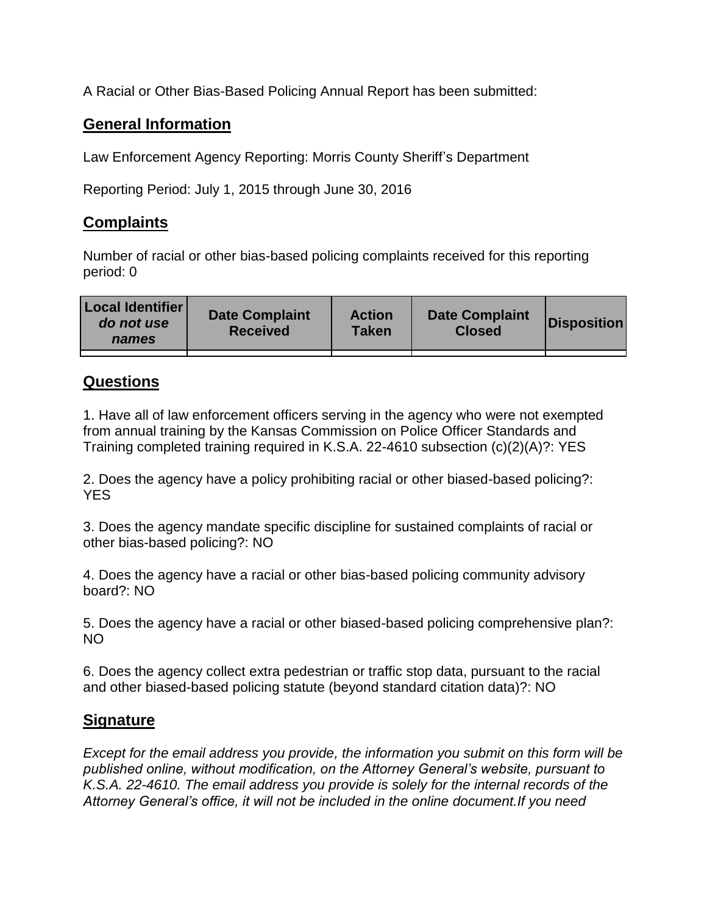A Racial or Other Bias-Based Policing Annual Report has been submitted:

## General Information

Law Enforcement Agency Reporting: Morris County Sheriff's Department

Reporting Period: July 1, 2015 through June 30, 2016

## Complaints

Number of racial or other bias-based policing complaints received for this reporting period: 0

| Local Identifier *do not use names* | Date Complaint Received | Action Taken | Date Complaint Closed | Disposition |
|---|---|---|---|---|
| | | | | |

## Questions

1. Have all of law enforcement officers serving in the agency who were not exempted from annual training by the Kansas Commission on Police Officer Standards and Training completed training required in K.S.A. 22-4610 subsection (c)(2)(A)?: YES

2. Does the agency have a policy prohibiting racial or other biased-based policing?: YES

3. Does the agency mandate specific discipline for sustained complaints of racial or other bias-based policing?: NO

4. Does the agency have a racial or other bias-based policing community advisory board?: NO

5. Does the agency have a racial or other biased-based policing comprehensive plan?: NO

6. Does the agency collect extra pedestrian or traffic stop data, pursuant to the racial and other biased-based policing statute (beyond standard citation data)?: NO

## Signature

*Except for the email address you provide, the information you submit on this form will be published online, without modification, on the Attorney General's website, pursuant to K.S.A. 22-4610. The email address you provide is solely for the internal records of the Attorney General's office, it will not be included in the online document.If you need*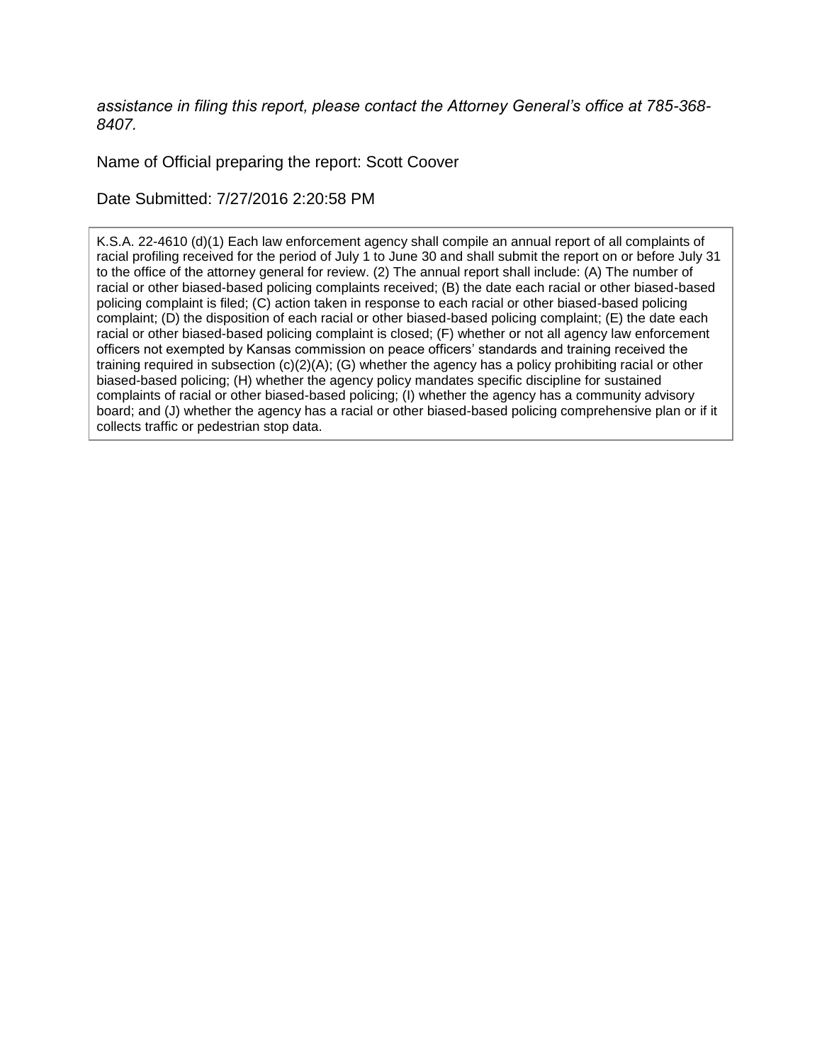*assistance in filing this report, please contact the Attorney General's office at 785-368-8407.*

Name of Official preparing the report: Scott Coover

Date Submitted: 7/27/2016 2:20:58 PM

K.S.A. 22-4610 (d)(1) Each law enforcement agency shall compile an annual report of all complaints of racial profiling received for the period of July 1 to June 30 and shall submit the report on or before July 31 to the office of the attorney general for review. (2) The annual report shall include: (A) The number of racial or other biased-based policing complaints received; (B) the date each racial or other biased-based policing complaint is filed; (C) action taken in response to each racial or other biased-based policing complaint; (D) the disposition of each racial or other biased-based policing complaint; (E) the date each racial or other biased-based policing complaint is closed; (F) whether or not all agency law enforcement officers not exempted by Kansas commission on peace officers' standards and training received the training required in subsection (c)(2)(A); (G) whether the agency has a policy prohibiting racial or other biased-based policing; (H) whether the agency policy mandates specific discipline for sustained complaints of racial or other biased-based policing; (I) whether the agency has a community advisory board; and (J) whether the agency has a racial or other biased-based policing comprehensive plan or if it collects traffic or pedestrian stop data.